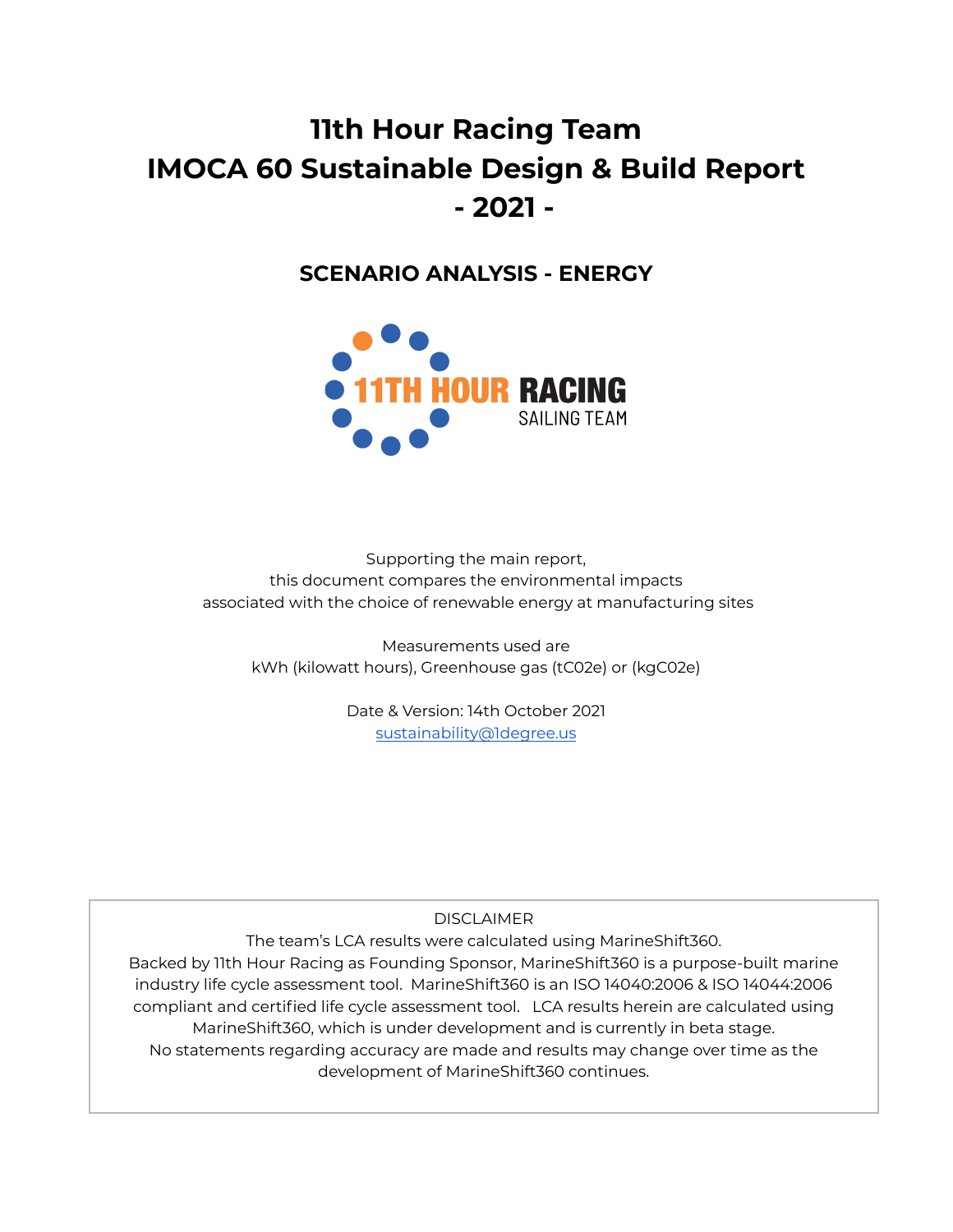# 11th Hour Racing Team
# IMOCA 60 Sustainable Design & Build Report
# - 2021 -

## SCENARIO ANALYSIS - ENERGY

Supporting the main report,
this document compares the environmental impacts
associated with the choice of renewable energy at manufacturing sites

Measurements used are
kWh (kilowatt hours), Greenhouse gas (tC02e) or (kgC02e)

Date & Version: 14th October 2021
sustainability@1degree.us

DISCLAIMER
The team's LCA results were calculated using MarineShift360.
Backed by 11th Hour Racing as Founding Sponsor, MarineShift360 is a purpose-built marine industry life cycle assessment tool. MarineShift360 is an ISO 14040:2006 & ISO 14044:2006 compliant and certified life cycle assessment tool. LCA results herein are calculated using MarineShift360, which is under development and is currently in beta stage.
No statements regarding accuracy are made and results may change over time as the development of MarineShift360 continues.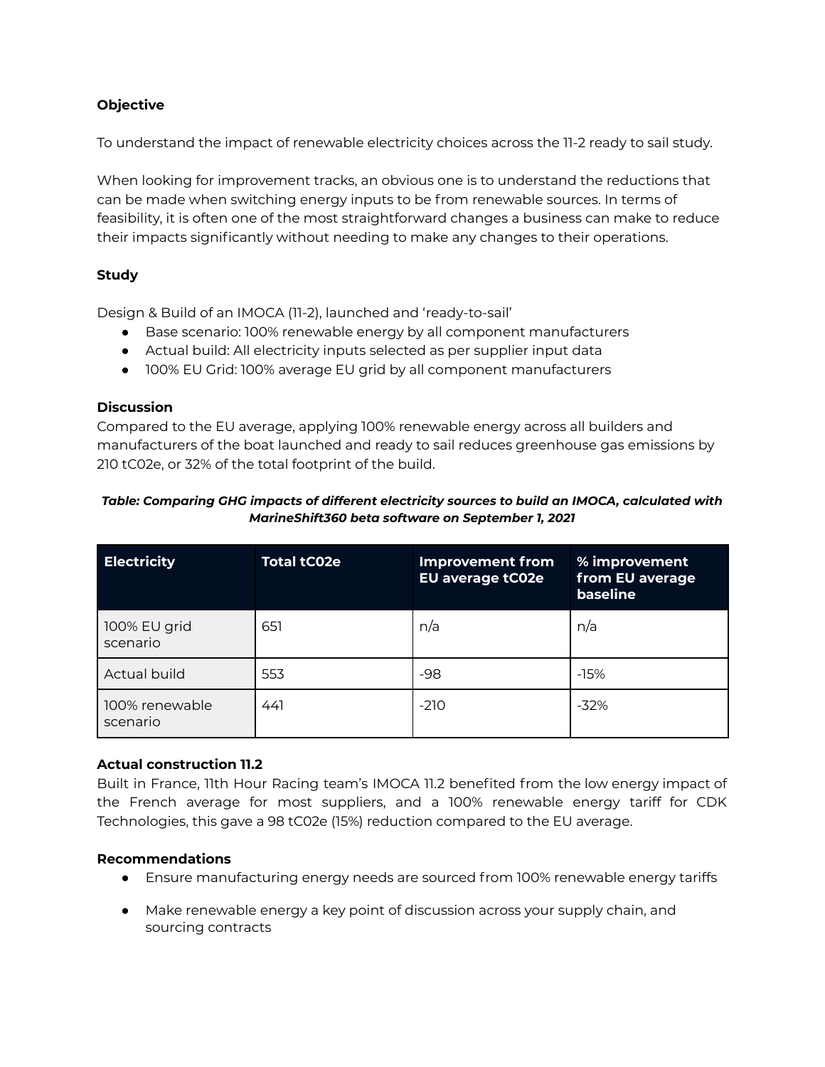**Objective**

To understand the impact of renewable electricity choices across the 11-2 ready to sail study.

When looking for improvement tracks, an obvious one is to understand the reductions that can be made when switching energy inputs to be from renewable sources. In terms of feasibility, it is often one of the most straightforward changes a business can make to reduce their impacts significantly without needing to make any changes to their operations.

**Study**

Design & Build of an IMOCA (11-2), launched and 'ready-to-sail'

- Base scenario: 100% renewable energy by all component manufacturers
- Actual build: All electricity inputs selected as per supplier input data
- 100% EU Grid: 100% average EU grid by all component manufacturers

**Discussion**

Compared to the EU average, applying 100% renewable energy across all builders and manufacturers of the boat launched and ready to sail reduces greenhouse gas emissions by 210 tC02e, or 32% of the total footprint of the build.

***Table: Comparing GHG impacts of different electricity sources to build an IMOCA, calculated with MarineShift360 beta software on September 1, 2021***

| Electricity | Total tC02e | Improvement from EU average tC02e | % improvement from EU average baseline |
|---|---|---|---|
| 100% EU grid scenario | 651 | n/a | n/a |
| Actual build | 553 | -98 | -15% |
| 100% renewable scenario | 441 | -210 | -32% |

**Actual construction 11.2**

Built in France, 11th Hour Racing team's IMOCA 11.2 benefited from the low energy impact of the French average for most suppliers, and a 100% renewable energy tariff for CDK Technologies, this gave a 98 tC02e (15%) reduction compared to the EU average.

**Recommendations**

- Ensure manufacturing energy needs are sourced from 100% renewable energy tariffs
- Make renewable energy a key point of discussion across your supply chain, and sourcing contracts